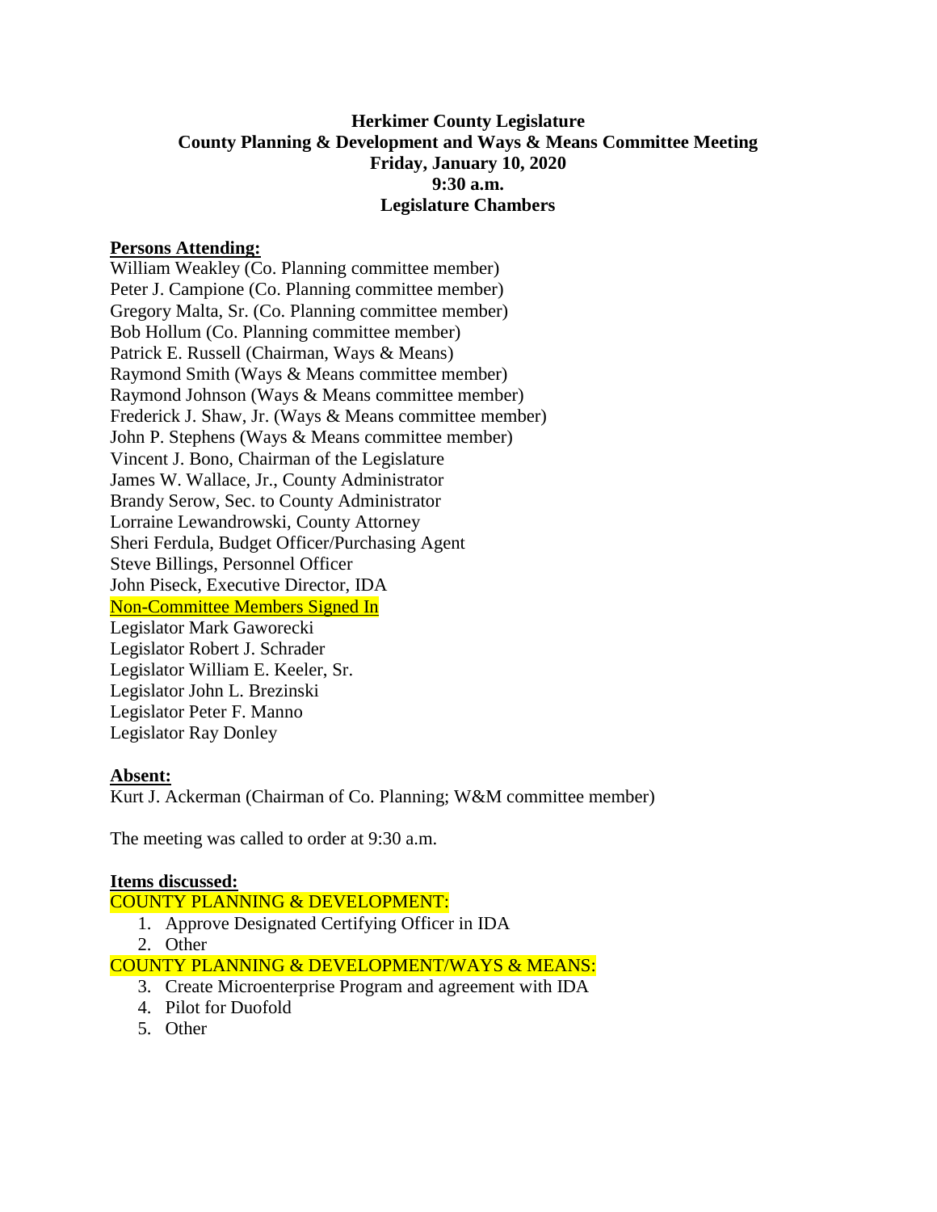# Herkimer County Legislature
## County Planning & Development and Ways & Means Committee Meeting
### Friday, January 10, 2020
### 9:30 a.m.
### Legislature Chambers

**Persons Attending:**

William Weakley (Co. Planning committee member)
Peter J. Campione (Co. Planning committee member)
Gregory Malta, Sr. (Co. Planning committee member)
Bob Hollum (Co. Planning committee member)
Patrick E. Russell (Chairman, Ways & Means)
Raymond Smith (Ways & Means committee member)
Raymond Johnson (Ways & Means committee member)
Frederick J. Shaw, Jr. (Ways & Means committee member)
John P. Stephens (Ways & Means committee member)
Vincent J. Bono, Chairman of the Legislature
James W. Wallace, Jr., County Administrator
Brandy Serow, Sec. to County Administrator
Lorraine Lewandrowski, County Attorney
Sheri Ferdula, Budget Officer/Purchasing Agent
Steve Billings, Personnel Officer
John Piseck, Executive Director, IDA

Non-Committee Members Signed In

Legislator Mark Gaworecki
Legislator Robert J. Schrader
Legislator William E. Keeler, Sr.
Legislator John L. Brezinski
Legislator Peter F. Manno
Legislator Ray Donley

**Absent:**

Kurt J. Ackerman (Chairman of Co. Planning; W&M committee member)

The meeting was called to order at 9:30 a.m.

**Items discussed:**

COUNTY PLANNING & DEVELOPMENT:

1. Approve Designated Certifying Officer in IDA
2. Other

COUNTY PLANNING & DEVELOPMENT/WAYS & MEANS:

3. Create Microenterprise Program and agreement with IDA
4. Pilot for Duofold
5. Other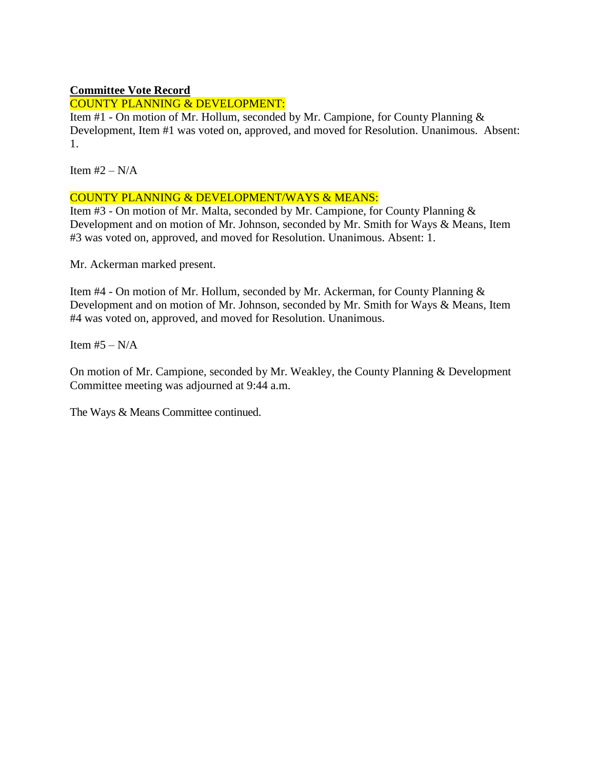**Committee Vote Record**

COUNTY PLANNING & DEVELOPMENT:

Item #1 - On motion of Mr. Hollum, seconded by Mr. Campione, for County Planning & Development, Item #1 was voted on, approved, and moved for Resolution. Unanimous. Absent: 1.

Item #2 – N/A

COUNTY PLANNING & DEVELOPMENT/WAYS & MEANS:

Item #3 - On motion of Mr. Malta, seconded by Mr. Campione, for County Planning & Development and on motion of Mr. Johnson, seconded by Mr. Smith for Ways & Means, Item #3 was voted on, approved, and moved for Resolution. Unanimous. Absent: 1.

Mr. Ackerman marked present.

Item #4 - On motion of Mr. Hollum, seconded by Mr. Ackerman, for County Planning & Development and on motion of Mr. Johnson, seconded by Mr. Smith for Ways & Means, Item #4 was voted on, approved, and moved for Resolution. Unanimous.

Item #5 – N/A

On motion of Mr. Campione, seconded by Mr. Weakley, the County Planning & Development Committee meeting was adjourned at 9:44 a.m.

The Ways & Means Committee continued.